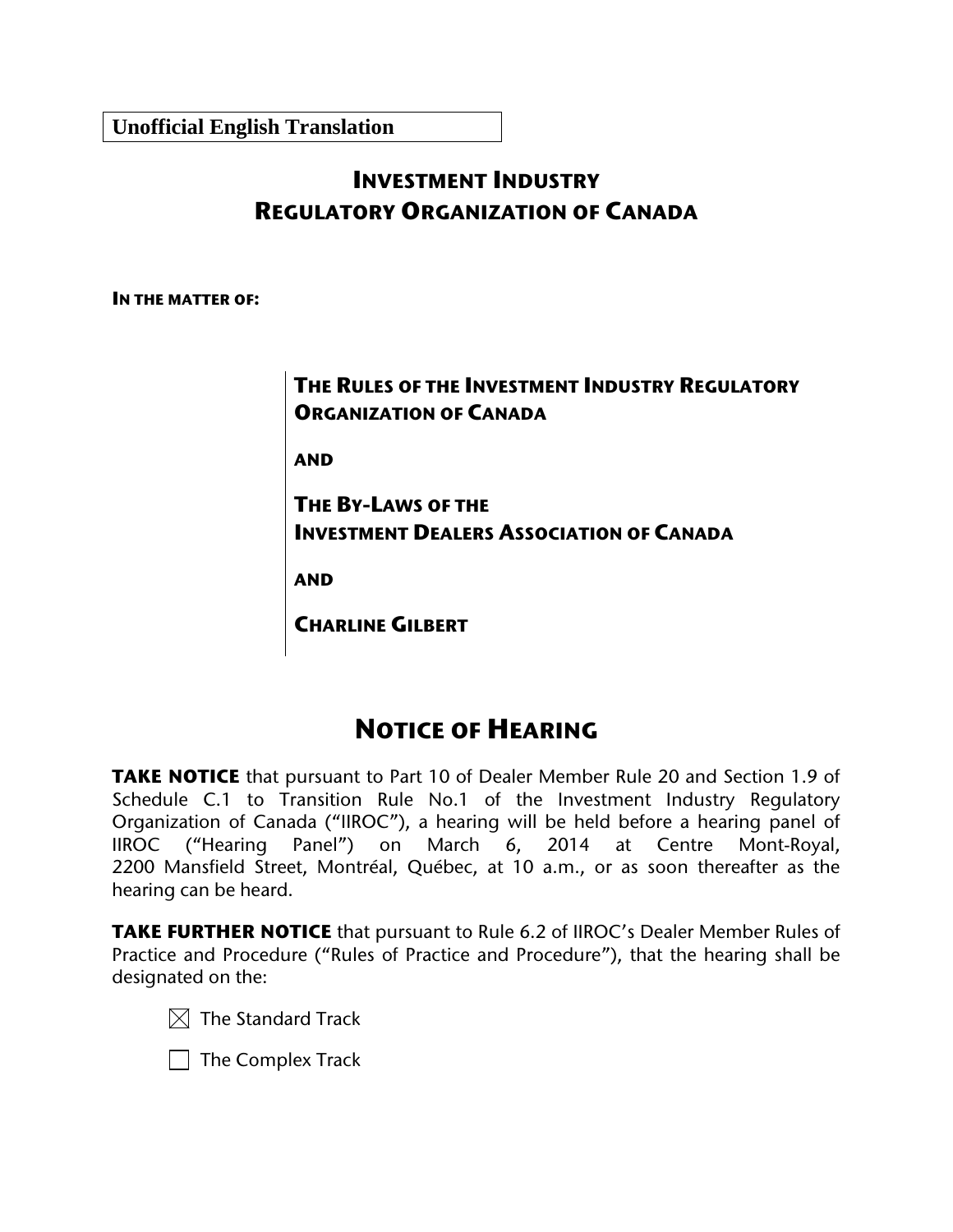**Unofficial English Translation**

# INVESTMENT INDUSTRY REGULATORY ORGANIZATION OF CANADA

**IN THE MATTER OF:**

**THE RULES OF THE INVESTMENT INDUSTRY REGULATORY ORGANIZATION OF CANADA**

**AND**

**THE BY-LAWS OF THE INVESTMENT DEALERS ASSOCIATION OF CANADA**

**AND**

**CHARLINE GILBERT**

## NOTICE OF HEARING

**TAKE NOTICE** that pursuant to Part 10 of Dealer Member Rule 20 and Section 1.9 of Schedule C.1 to Transition Rule No.1 of the Investment Industry Regulatory Organization of Canada ("IIROC"), a hearing will be held before a hearing panel of IIROC ("Hearing Panel") on March 6, 2014 at Centre Mont-Royal, 2200 Mansfield Street, Montréal, Québec, at 10 a.m., or as soon thereafter as the hearing can be heard.

**TAKE FURTHER NOTICE** that pursuant to Rule 6.2 of IIROC's Dealer Member Rules of Practice and Procedure ("Rules of Practice and Procedure"), that the hearing shall be designated on the:

- [x] The Standard Track
- [ ] The Complex Track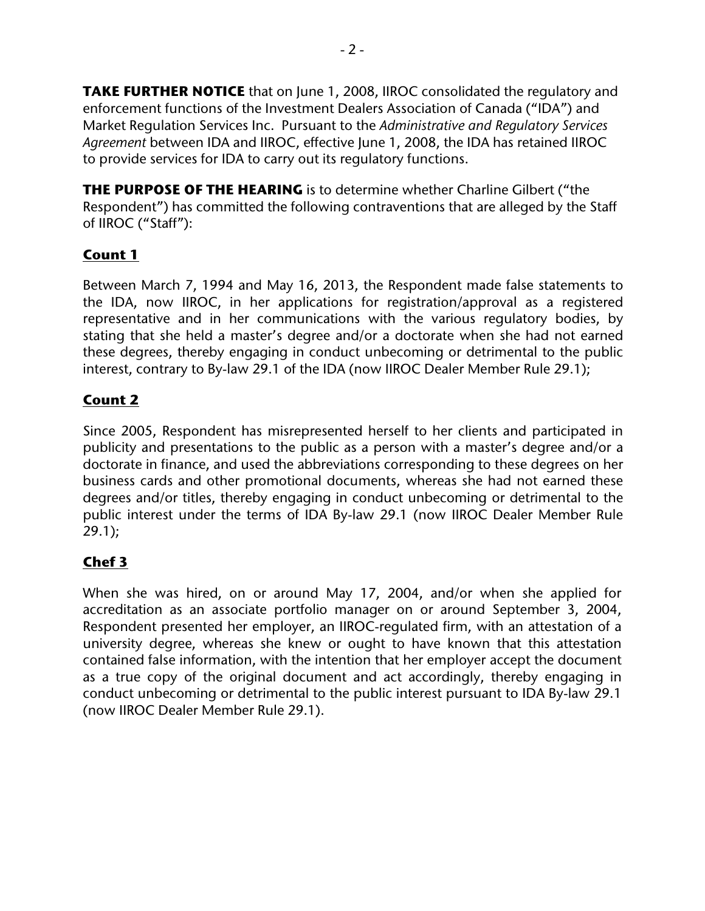**TAKE FURTHER NOTICE** that on June 1, 2008, IIROC consolidated the regulatory and enforcement functions of the Investment Dealers Association of Canada ("IDA") and Market Regulation Services Inc. Pursuant to the *Administrative and Regulatory Services Agreement* between IDA and IIROC, effective June 1, 2008, the IDA has retained IIROC to provide services for IDA to carry out its regulatory functions.

**THE PURPOSE OF THE HEARING** is to determine whether Charline Gilbert ("the Respondent") has committed the following contraventions that are alleged by the Staff of IIROC ("Staff"):

## Count 1

Between March 7, 1994 and May 16, 2013, the Respondent made false statements to the IDA, now IIROC, in her applications for registration/approval as a registered representative and in her communications with the various regulatory bodies, by stating that she held a master's degree and/or a doctorate when she had not earned these degrees, thereby engaging in conduct unbecoming or detrimental to the public interest, contrary to By-law 29.1 of the IDA (now IIROC Dealer Member Rule 29.1);

## Count 2

Since 2005, Respondent has misrepresented herself to her clients and participated in publicity and presentations to the public as a person with a master's degree and/or a doctorate in finance, and used the abbreviations corresponding to these degrees on her business cards and other promotional documents, whereas she had not earned these degrees and/or titles, thereby engaging in conduct unbecoming or detrimental to the public interest under the terms of IDA By-law 29.1 (now IIROC Dealer Member Rule 29.1);

## Chef 3

When she was hired, on or around May 17, 2004, and/or when she applied for accreditation as an associate portfolio manager on or around September 3, 2004, Respondent presented her employer, an IIROC-regulated firm, with an attestation of a university degree, whereas she knew or ought to have known that this attestation contained false information, with the intention that her employer accept the document as a true copy of the original document and act accordingly, thereby engaging in conduct unbecoming or detrimental to the public interest pursuant to IDA By-law 29.1 (now IIROC Dealer Member Rule 29.1).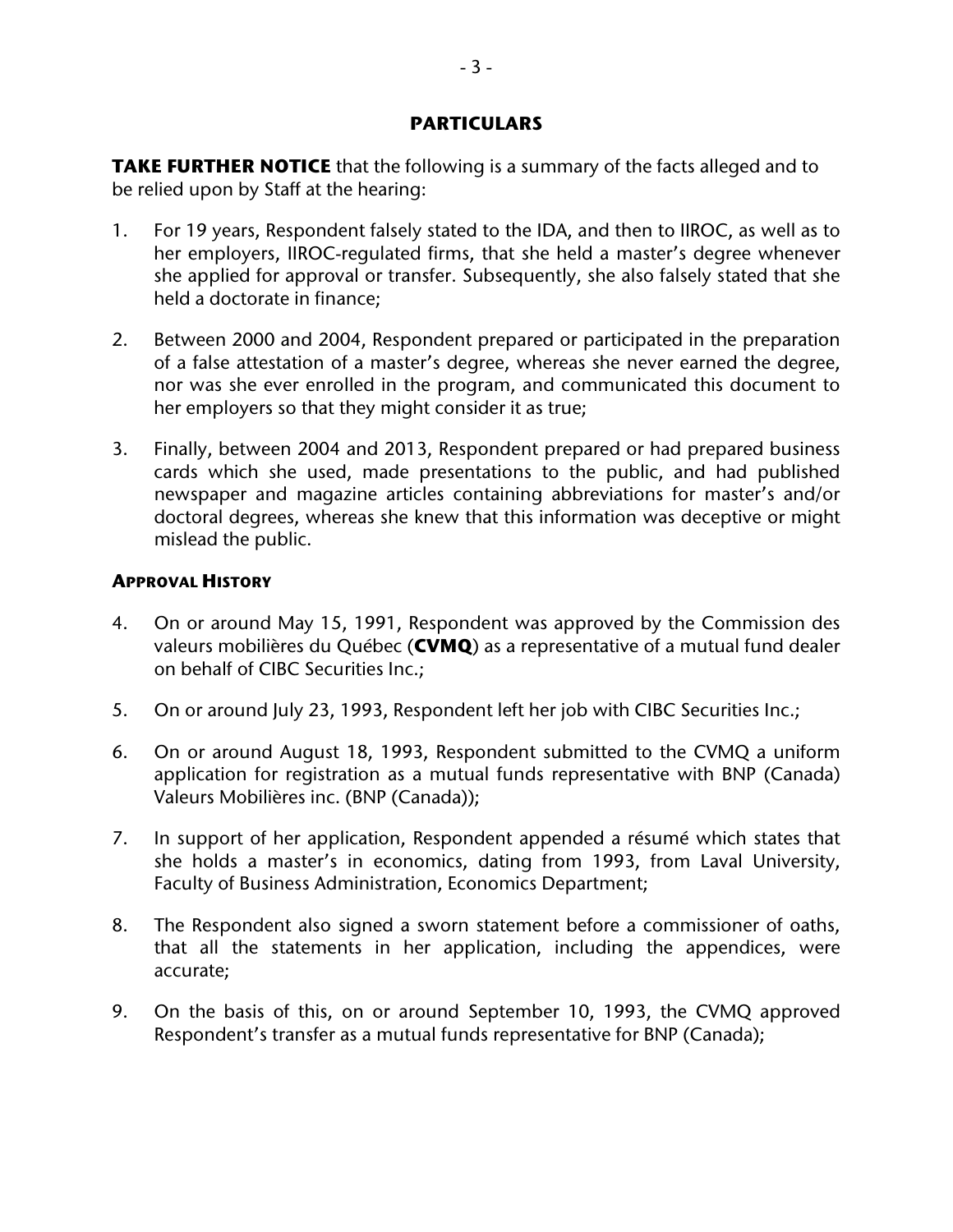## PARTICULARS

**TAKE FURTHER NOTICE** that the following is a summary of the facts alleged and to be relied upon by Staff at the hearing:

1. For 19 years, Respondent falsely stated to the IDA, and then to IIROC, as well as to her employers, IIROC-regulated firms, that she held a master's degree whenever she applied for approval or transfer. Subsequently, she also falsely stated that she held a doctorate in finance;

2. Between 2000 and 2004, Respondent prepared or participated in the preparation of a false attestation of a master's degree, whereas she never earned the degree, nor was she ever enrolled in the program, and communicated this document to her employers so that they might consider it as true;

3. Finally, between 2004 and 2013, Respondent prepared or had prepared business cards which she used, made presentations to the public, and had published newspaper and magazine articles containing abbreviations for master's and/or doctoral degrees, whereas she knew that this information was deceptive or might mislead the public.

### APPROVAL HISTORY

4. On or around May 15, 1991, Respondent was approved by the Commission des valeurs mobilières du Québec (**CVMQ**) as a representative of a mutual fund dealer on behalf of CIBC Securities Inc.;

5. On or around July 23, 1993, Respondent left her job with CIBC Securities Inc.;

6. On or around August 18, 1993, Respondent submitted to the CVMQ a uniform application for registration as a mutual funds representative with BNP (Canada) Valeurs Mobilières inc. (BNP (Canada));

7. In support of her application, Respondent appended a résumé which states that she holds a master's in economics, dating from 1993, from Laval University, Faculty of Business Administration, Economics Department;

8. The Respondent also signed a sworn statement before a commissioner of oaths, that all the statements in her application, including the appendices, were accurate;

9. On the basis of this, on or around September 10, 1993, the CVMQ approved Respondent's transfer as a mutual funds representative for BNP (Canada);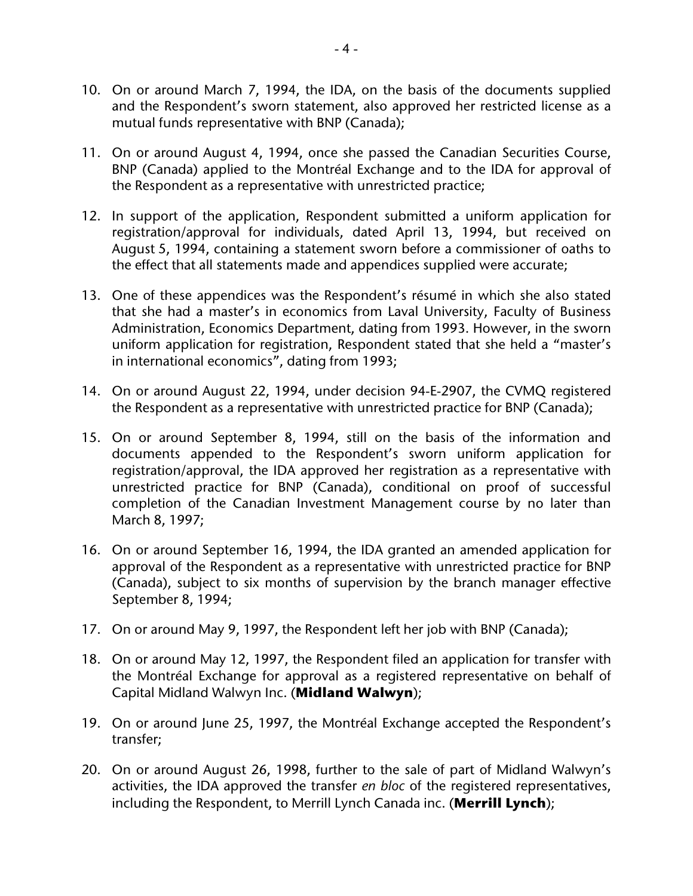10. On or around March 7, 1994, the IDA, on the basis of the documents supplied and the Respondent's sworn statement, also approved her restricted license as a mutual funds representative with BNP (Canada);

11. On or around August 4, 1994, once she passed the Canadian Securities Course, BNP (Canada) applied to the Montréal Exchange and to the IDA for approval of the Respondent as a representative with unrestricted practice;

12. In support of the application, Respondent submitted a uniform application for registration/approval for individuals, dated April 13, 1994, but received on August 5, 1994, containing a statement sworn before a commissioner of oaths to the effect that all statements made and appendices supplied were accurate;

13. One of these appendices was the Respondent's résumé in which she also stated that she had a master's in economics from Laval University, Faculty of Business Administration, Economics Department, dating from 1993. However, in the sworn uniform application for registration, Respondent stated that she held a "master's in international economics", dating from 1993;

14. On or around August 22, 1994, under decision 94-E-2907, the CVMQ registered the Respondent as a representative with unrestricted practice for BNP (Canada);

15. On or around September 8, 1994, still on the basis of the information and documents appended to the Respondent's sworn uniform application for registration/approval, the IDA approved her registration as a representative with unrestricted practice for BNP (Canada), conditional on proof of successful completion of the Canadian Investment Management course by no later than March 8, 1997;

16. On or around September 16, 1994, the IDA granted an amended application for approval of the Respondent as a representative with unrestricted practice for BNP (Canada), subject to six months of supervision by the branch manager effective September 8, 1994;

17. On or around May 9, 1997, the Respondent left her job with BNP (Canada);

18. On or around May 12, 1997, the Respondent filed an application for transfer with the Montréal Exchange for approval as a registered representative on behalf of Capital Midland Walwyn Inc. (**Midland Walwyn**);

19. On or around June 25, 1997, the Montréal Exchange accepted the Respondent's transfer;

20. On or around August 26, 1998, further to the sale of part of Midland Walwyn's activities, the IDA approved the transfer *en bloc* of the registered representatives, including the Respondent, to Merrill Lynch Canada inc. (**Merrill Lynch**);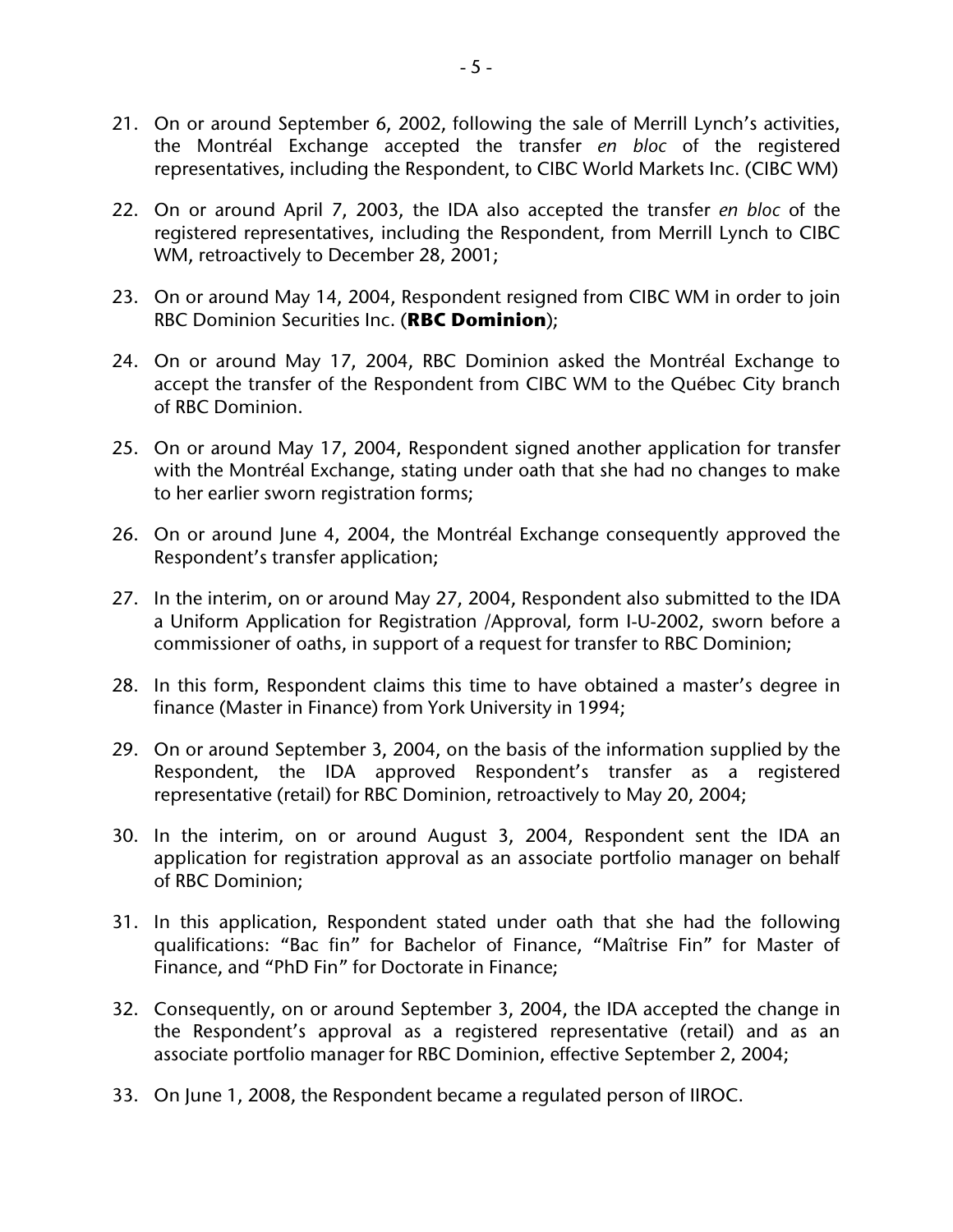21. On or around September 6, 2002, following the sale of Merrill Lynch's activities, the Montréal Exchange accepted the transfer *en bloc* of the registered representatives, including the Respondent, to CIBC World Markets Inc. (CIBC WM)

22. On or around April 7, 2003, the IDA also accepted the transfer *en bloc* of the registered representatives, including the Respondent, from Merrill Lynch to CIBC WM, retroactively to December 28, 2001;

23. On or around May 14, 2004, Respondent resigned from CIBC WM in order to join RBC Dominion Securities Inc. (**RBC Dominion**);

24. On or around May 17, 2004, RBC Dominion asked the Montréal Exchange to accept the transfer of the Respondent from CIBC WM to the Québec City branch of RBC Dominion.

25. On or around May 17, 2004, Respondent signed another application for transfer with the Montréal Exchange, stating under oath that she had no changes to make to her earlier sworn registration forms;

26. On or around June 4, 2004, the Montréal Exchange consequently approved the Respondent's transfer application;

27. In the interim, on or around May 27, 2004, Respondent also submitted to the IDA a Uniform Application for Registration /Approval, form I-U-2002, sworn before a commissioner of oaths, in support of a request for transfer to RBC Dominion;

28. In this form, Respondent claims this time to have obtained a master's degree in finance (Master in Finance) from York University in 1994;

29. On or around September 3, 2004, on the basis of the information supplied by the Respondent, the IDA approved Respondent's transfer as a registered representative (retail) for RBC Dominion, retroactively to May 20, 2004;

30. In the interim, on or around August 3, 2004, Respondent sent the IDA an application for registration approval as an associate portfolio manager on behalf of RBC Dominion;

31. In this application, Respondent stated under oath that she had the following qualifications: "Bac fin" for Bachelor of Finance, "Maîtrise Fin" for Master of Finance, and "PhD Fin" for Doctorate in Finance;

32. Consequently, on or around September 3, 2004, the IDA accepted the change in the Respondent's approval as a registered representative (retail) and as an associate portfolio manager for RBC Dominion, effective September 2, 2004;

33. On June 1, 2008, the Respondent became a regulated person of IIROC.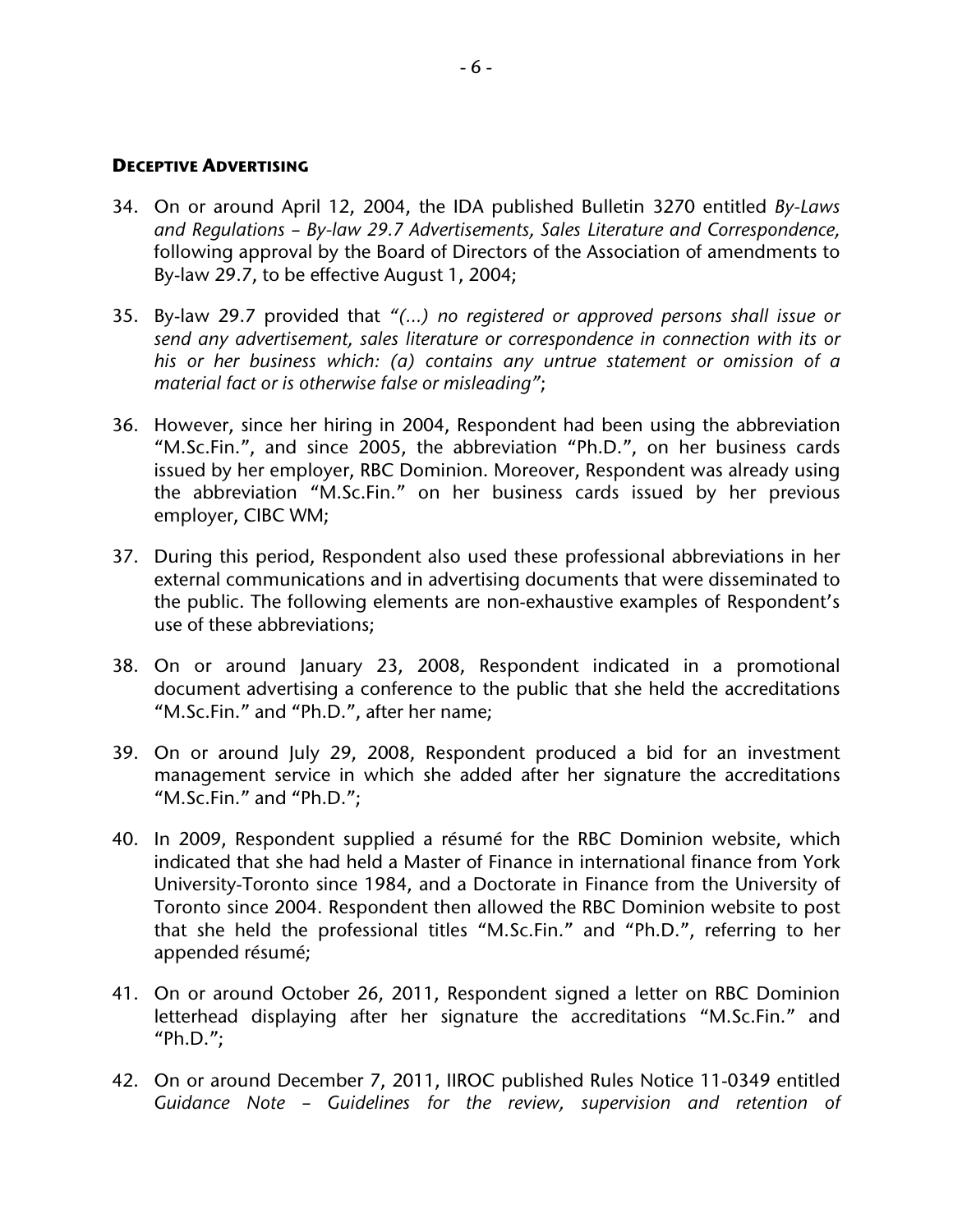## **DECEPTIVE ADVERTISING**

34. On or around April 12, 2004, the IDA published Bulletin 3270 entitled *By-Laws and Regulations – By-law 29.7 Advertisements, Sales Literature and Correspondence,* following approval by the Board of Directors of the Association of amendments to By-law 29.7, to be effective August 1, 2004;

35. By-law 29.7 provided that *"(…) no registered or approved persons shall issue or send any advertisement, sales literature or correspondence in connection with its or his or her business which: (a) contains any untrue statement or omission of a material fact or is otherwise false or misleading"*;

36. However, since her hiring in 2004, Respondent had been using the abbreviation "M.Sc.Fin.", and since 2005, the abbreviation "Ph.D.", on her business cards issued by her employer, RBC Dominion. Moreover, Respondent was already using the abbreviation "M.Sc.Fin." on her business cards issued by her previous employer, CIBC WM;

37. During this period, Respondent also used these professional abbreviations in her external communications and in advertising documents that were disseminated to the public. The following elements are non-exhaustive examples of Respondent's use of these abbreviations;

38. On or around January 23, 2008, Respondent indicated in a promotional document advertising a conference to the public that she held the accreditations "M.Sc.Fin." and "Ph.D.", after her name;

39. On or around July 29, 2008, Respondent produced a bid for an investment management service in which she added after her signature the accreditations "M.Sc.Fin." and "Ph.D.";

40. In 2009, Respondent supplied a résumé for the RBC Dominion website, which indicated that she had held a Master of Finance in international finance from York University-Toronto since 1984, and a Doctorate in Finance from the University of Toronto since 2004. Respondent then allowed the RBC Dominion website to post that she held the professional titles "M.Sc.Fin." and "Ph.D.", referring to her appended résumé;

41. On or around October 26, 2011, Respondent signed a letter on RBC Dominion letterhead displaying after her signature the accreditations "M.Sc.Fin." and "Ph.D.";

42. On or around December 7, 2011, IIROC published Rules Notice 11-0349 entitled *Guidance Note – Guidelines for the review, supervision and retention of*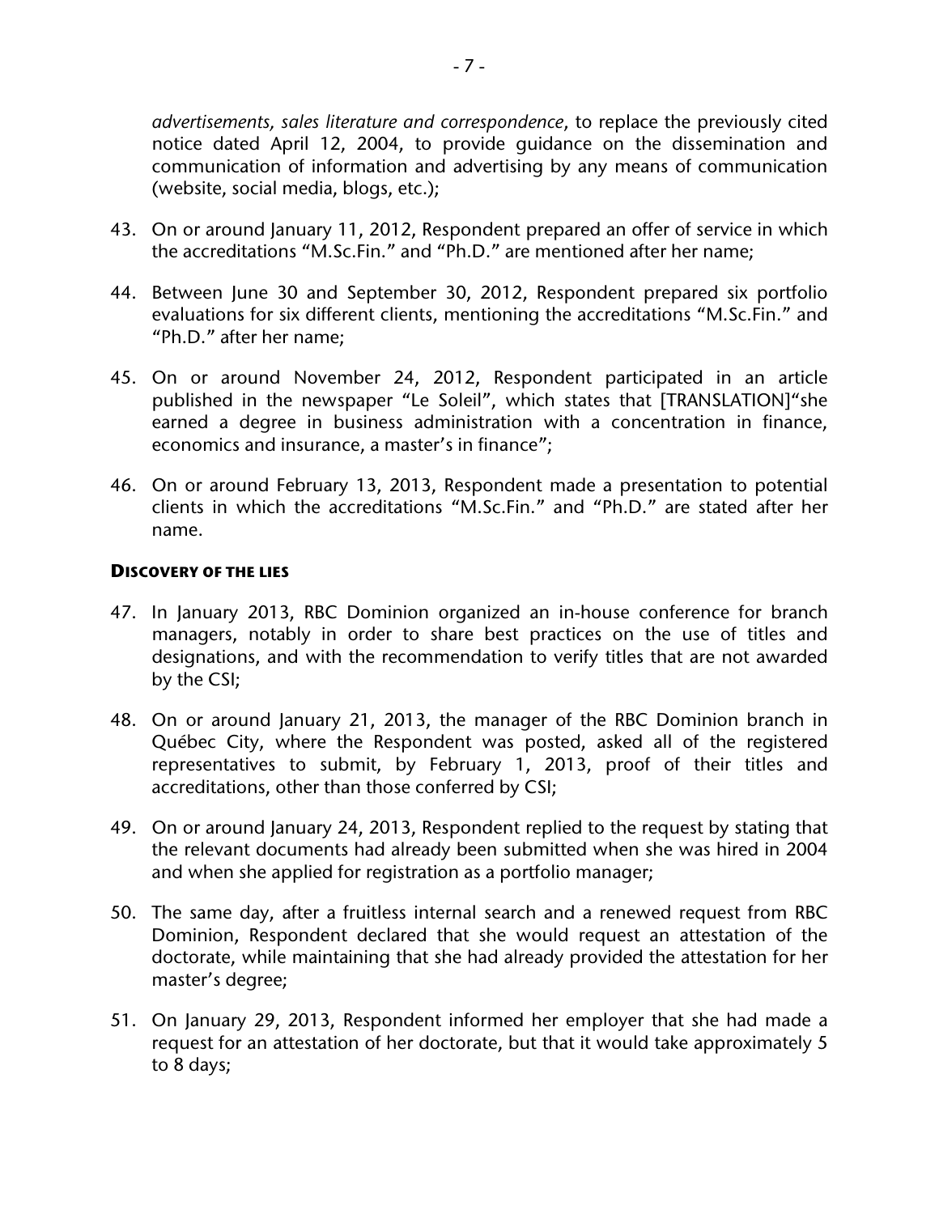*advertisements, sales literature and correspondence*, to replace the previously cited notice dated April 12, 2004, to provide guidance on the dissemination and communication of information and advertising by any means of communication (website, social media, blogs, etc.);

43. On or around January 11, 2012, Respondent prepared an offer of service in which the accreditations "M.Sc.Fin." and "Ph.D." are mentioned after her name;

44. Between June 30 and September 30, 2012, Respondent prepared six portfolio evaluations for six different clients, mentioning the accreditations "M.Sc.Fin." and "Ph.D." after her name;

45. On or around November 24, 2012, Respondent participated in an article published in the newspaper "Le Soleil", which states that [TRANSLATION]"she earned a degree in business administration with a concentration in finance, economics and insurance, a master's in finance";

46. On or around February 13, 2013, Respondent made a presentation to potential clients in which the accreditations "M.Sc.Fin." and "Ph.D." are stated after her name.

#### DISCOVERY OF THE LIES

47. In January 2013, RBC Dominion organized an in-house conference for branch managers, notably in order to share best practices on the use of titles and designations, and with the recommendation to verify titles that are not awarded by the CSI;

48. On or around January 21, 2013, the manager of the RBC Dominion branch in Québec City, where the Respondent was posted, asked all of the registered representatives to submit, by February 1, 2013, proof of their titles and accreditations, other than those conferred by CSI;

49. On or around January 24, 2013, Respondent replied to the request by stating that the relevant documents had already been submitted when she was hired in 2004 and when she applied for registration as a portfolio manager;

50. The same day, after a fruitless internal search and a renewed request from RBC Dominion, Respondent declared that she would request an attestation of the doctorate, while maintaining that she had already provided the attestation for her master's degree;

51. On January 29, 2013, Respondent informed her employer that she had made a request for an attestation of her doctorate, but that it would take approximately 5 to 8 days;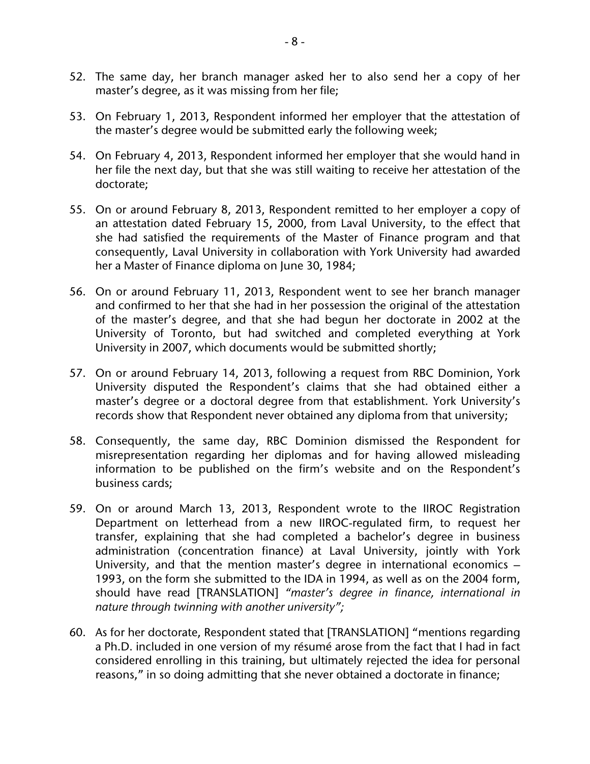52. The same day, her branch manager asked her to also send her a copy of her master's degree, as it was missing from her file;

53. On February 1, 2013, Respondent informed her employer that the attestation of the master's degree would be submitted early the following week;

54. On February 4, 2013, Respondent informed her employer that she would hand in her file the next day, but that she was still waiting to receive her attestation of the doctorate;

55. On or around February 8, 2013, Respondent remitted to her employer a copy of an attestation dated February 15, 2000, from Laval University, to the effect that she had satisfied the requirements of the Master of Finance program and that consequently, Laval University in collaboration with York University had awarded her a Master of Finance diploma on June 30, 1984;

56. On or around February 11, 2013, Respondent went to see her branch manager and confirmed to her that she had in her possession the original of the attestation of the master's degree, and that she had begun her doctorate in 2002 at the University of Toronto, but had switched and completed everything at York University in 2007, which documents would be submitted shortly;

57. On or around February 14, 2013, following a request from RBC Dominion, York University disputed the Respondent's claims that she had obtained either a master's degree or a doctoral degree from that establishment. York University's records show that Respondent never obtained any diploma from that university;

58. Consequently, the same day, RBC Dominion dismissed the Respondent for misrepresentation regarding her diplomas and for having allowed misleading information to be published on the firm's website and on the Respondent's business cards;

59. On or around March 13, 2013, Respondent wrote to the IIROC Registration Department on letterhead from a new IIROC-regulated firm, to request her transfer, explaining that she had completed a bachelor's degree in business administration (concentration finance) at Laval University, jointly with York University, and that the mention master's degree in international economics – 1993, on the form she submitted to the IDA in 1994, as well as on the 2004 form, should have read [TRANSLATION] *"master's degree in finance, international in nature through twinning with another university";*

60. As for her doctorate, Respondent stated that [TRANSLATION] "mentions regarding a Ph.D. included in one version of my résumé arose from the fact that I had in fact considered enrolling in this training, but ultimately rejected the idea for personal reasons," in so doing admitting that she never obtained a doctorate in finance;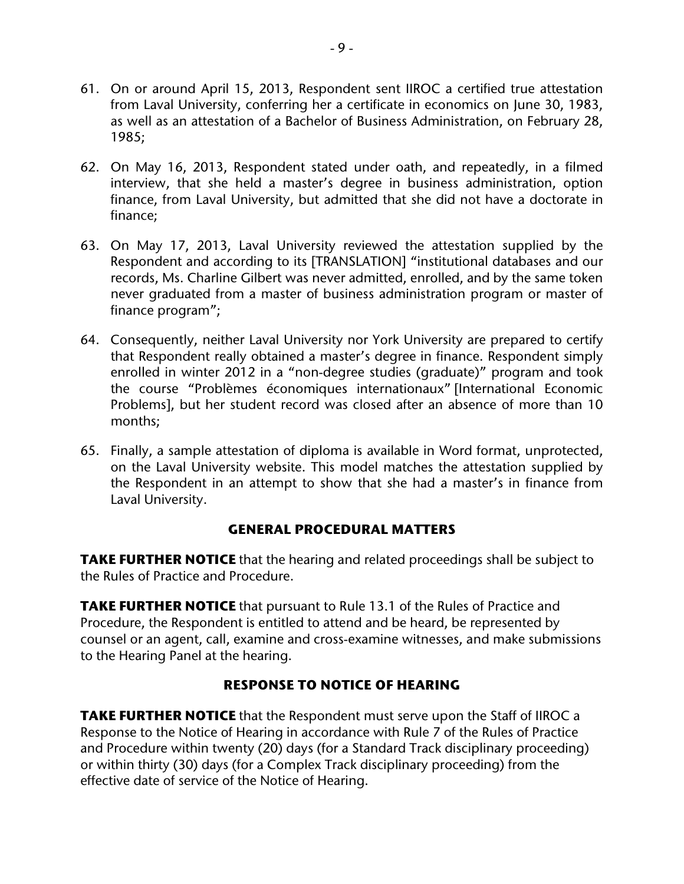61. On or around April 15, 2013, Respondent sent IIROC a certified true attestation from Laval University, conferring her a certificate in economics on June 30, 1983, as well as an attestation of a Bachelor of Business Administration, on February 28, 1985;

62. On May 16, 2013, Respondent stated under oath, and repeatedly, in a filmed interview, that she held a master's degree in business administration, option finance, from Laval University, but admitted that she did not have a doctorate in finance;

63. On May 17, 2013, Laval University reviewed the attestation supplied by the Respondent and according to its [TRANSLATION] "institutional databases and our records, Ms. Charline Gilbert was never admitted, enrolled, and by the same token never graduated from a master of business administration program or master of finance program";

64. Consequently, neither Laval University nor York University are prepared to certify that Respondent really obtained a master's degree in finance. Respondent simply enrolled in winter 2012 in a "non-degree studies (graduate)" program and took the course "Problèmes économiques internationaux" [International Economic Problems], but her student record was closed after an absence of more than 10 months;

65. Finally, a sample attestation of diploma is available in Word format, unprotected, on the Laval University website. This model matches the attestation supplied by the Respondent in an attempt to show that she had a master's in finance from Laval University.

## GENERAL PROCEDURAL MATTERS

**TAKE FURTHER NOTICE** that the hearing and related proceedings shall be subject to the Rules of Practice and Procedure.

**TAKE FURTHER NOTICE** that pursuant to Rule 13.1 of the Rules of Practice and Procedure, the Respondent is entitled to attend and be heard, be represented by counsel or an agent, call, examine and cross-examine witnesses, and make submissions to the Hearing Panel at the hearing.

## RESPONSE TO NOTICE OF HEARING

**TAKE FURTHER NOTICE** that the Respondent must serve upon the Staff of IIROC a Response to the Notice of Hearing in accordance with Rule 7 of the Rules of Practice and Procedure within twenty (20) days (for a Standard Track disciplinary proceeding) or within thirty (30) days (for a Complex Track disciplinary proceeding) from the effective date of service of the Notice of Hearing.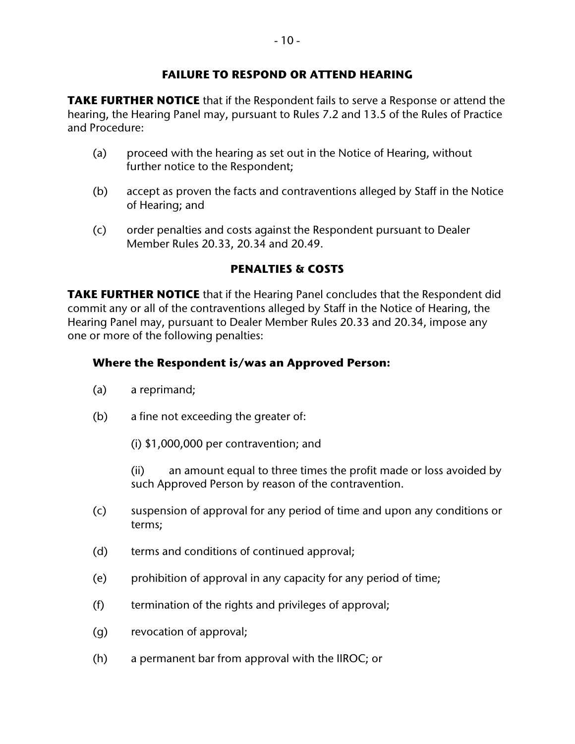## FAILURE TO RESPOND OR ATTEND HEARING

**TAKE FURTHER NOTICE** that if the Respondent fails to serve a Response or attend the hearing, the Hearing Panel may, pursuant to Rules 7.2 and 13.5 of the Rules of Practice and Procedure:

(a) proceed with the hearing as set out in the Notice of Hearing, without further notice to the Respondent;

(b) accept as proven the facts and contraventions alleged by Staff in the Notice of Hearing; and

(c) order penalties and costs against the Respondent pursuant to Dealer Member Rules 20.33, 20.34 and 20.49.

## PENALTIES & COSTS

**TAKE FURTHER NOTICE** that if the Hearing Panel concludes that the Respondent did commit any or all of the contraventions alleged by Staff in the Notice of Hearing, the Hearing Panel may, pursuant to Dealer Member Rules 20.33 and 20.34, impose any one or more of the following penalties:

### Where the Respondent is/was an Approved Person:

(a) a reprimand;

(b) a fine not exceeding the greater of:

(i) $1,000,000 per contravention; and

(ii) an amount equal to three times the profit made or loss avoided by such Approved Person by reason of the contravention.

(c) suspension of approval for any period of time and upon any conditions or terms;

(d) terms and conditions of continued approval;

(e) prohibition of approval in any capacity for any period of time;

(f) termination of the rights and privileges of approval;

(g) revocation of approval;

(h) a permanent bar from approval with the IIROC; or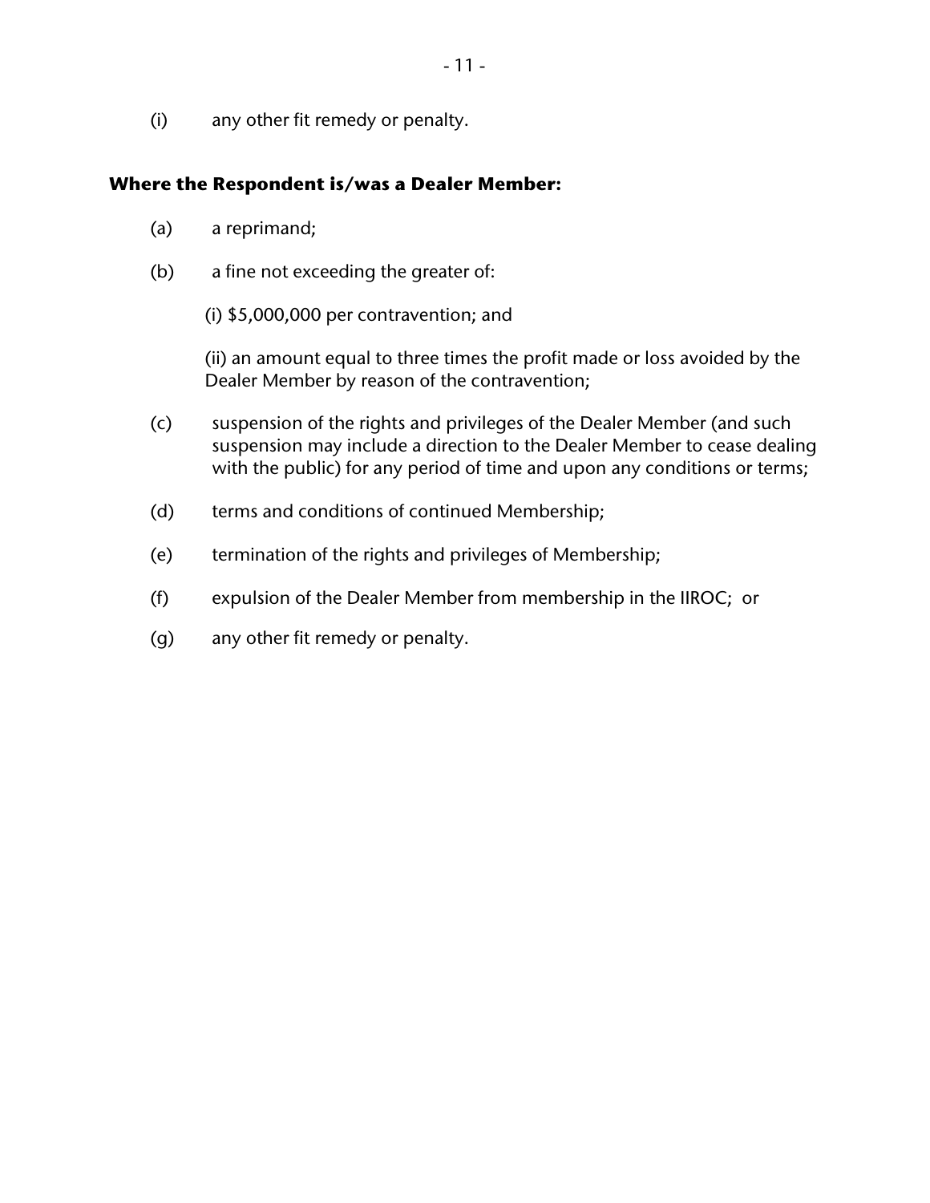(i) any other fit remedy or penalty.

**Where the Respondent is/was a Dealer Member:**

(a) a reprimand;

(b) a fine not exceeding the greater of:

(i) $5,000,000 per contravention; and

(ii) an amount equal to three times the profit made or loss avoided by the Dealer Member by reason of the contravention;

(c) suspension of the rights and privileges of the Dealer Member (and such suspension may include a direction to the Dealer Member to cease dealing with the public) for any period of time and upon any conditions or terms;

(d) terms and conditions of continued Membership;

(e) termination of the rights and privileges of Membership;

(f) expulsion of the Dealer Member from membership in the IIROC; or

(g) any other fit remedy or penalty.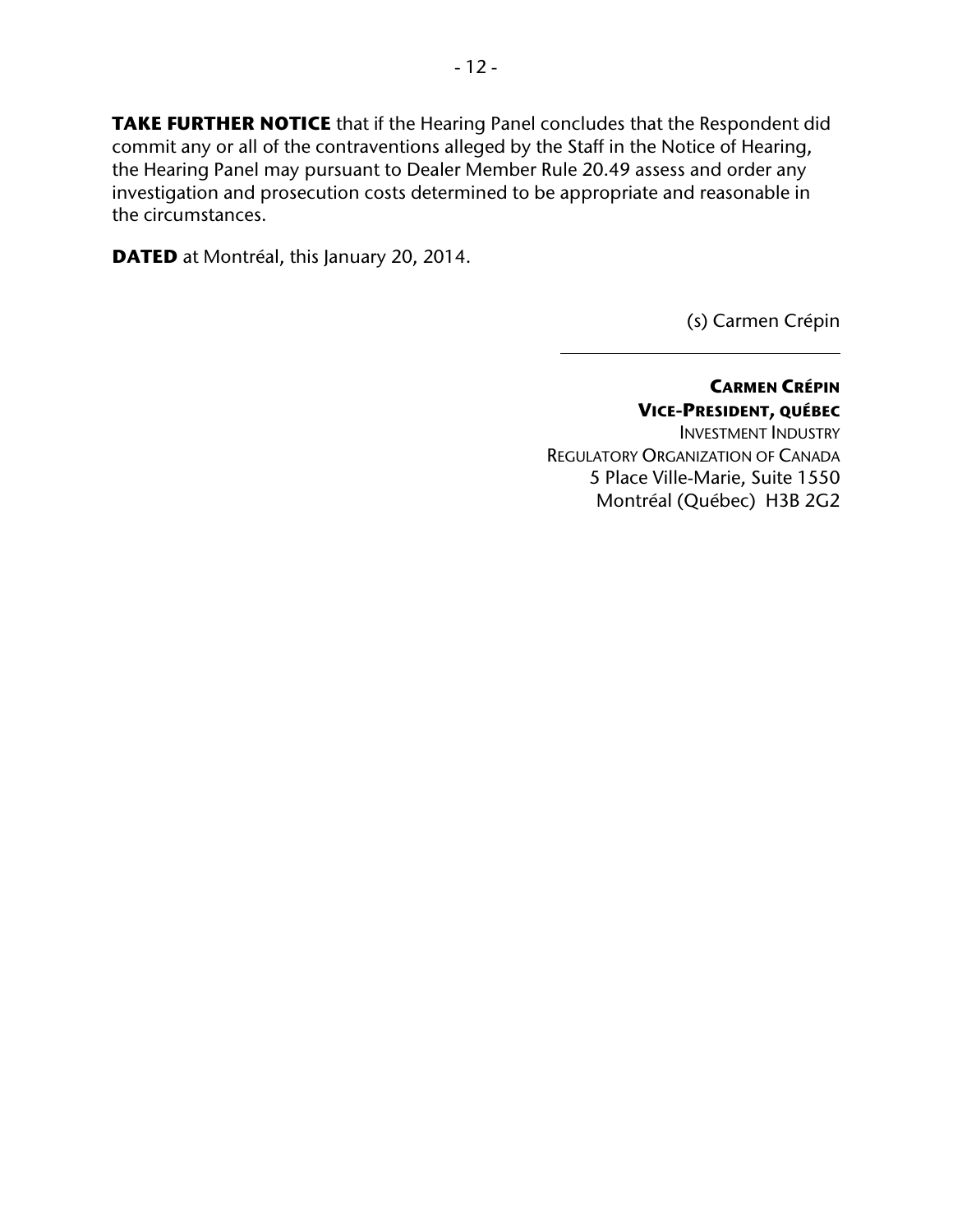**TAKE FURTHER NOTICE** that if the Hearing Panel concludes that the Respondent did commit any or all of the contraventions alleged by the Staff in the Notice of Hearing, the Hearing Panel may pursuant to Dealer Member Rule 20.49 assess and order any investigation and prosecution costs determined to be appropriate and reasonable in the circumstances.

**DATED** at Montréal, this January 20, 2014.

(s) Carmen Crépin

---

**CARMEN CRÉPIN**
**VICE-PRESIDENT, QUÉBEC**
INVESTMENT INDUSTRY
REGULATORY ORGANIZATION OF CANADA
5 Place Ville-Marie, Suite 1550
Montréal (Québec) H3B 2G2